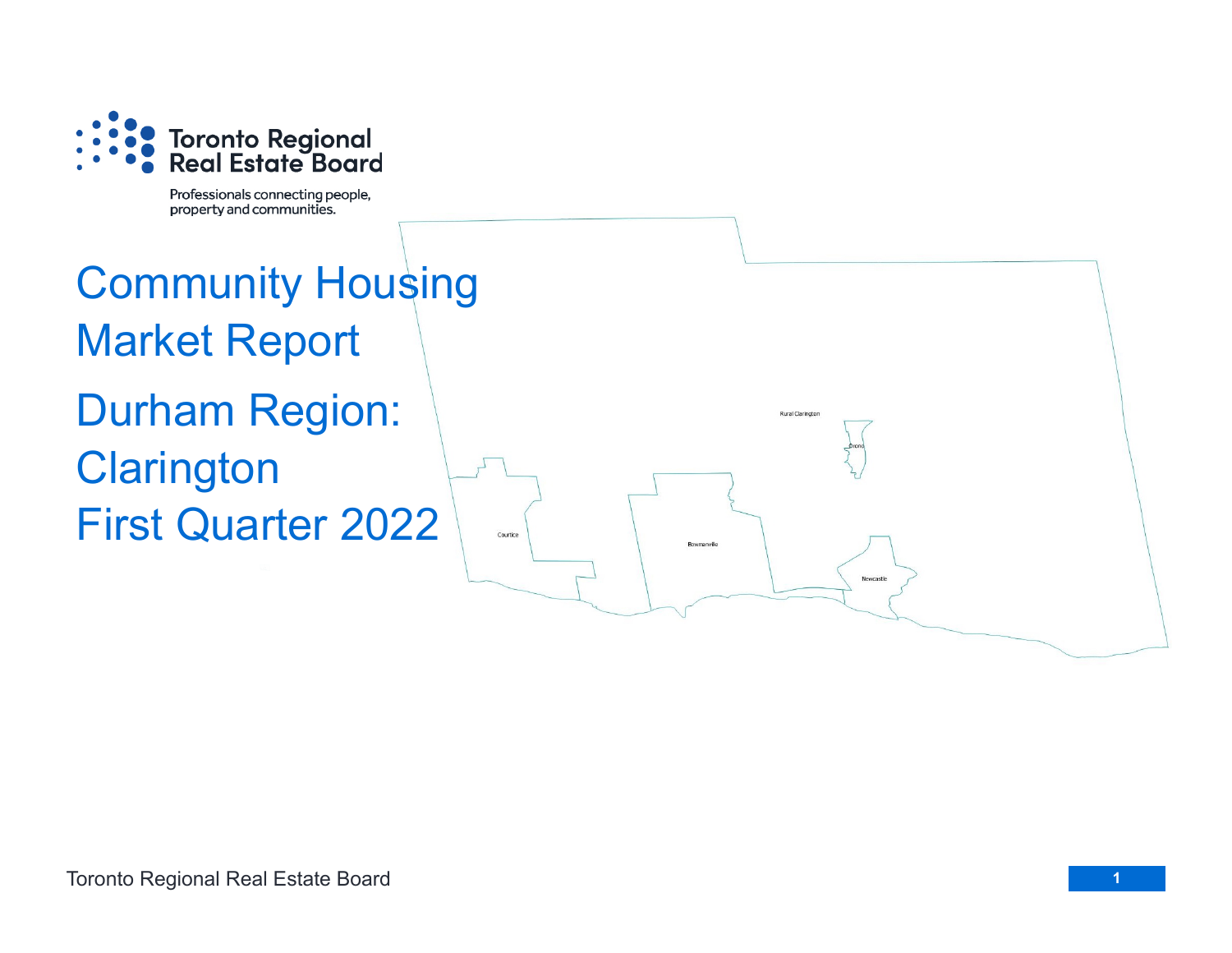Toronto Regional Real Estate Board

Professionals connecting people, property and communities.

# Community Housing Market Report

# Durham Region: Clarington

# First Quarter 2022

Rural Clarington

Orono

Courtice

Bowmanville

Newcastle

Toronto Regional Real Estate Board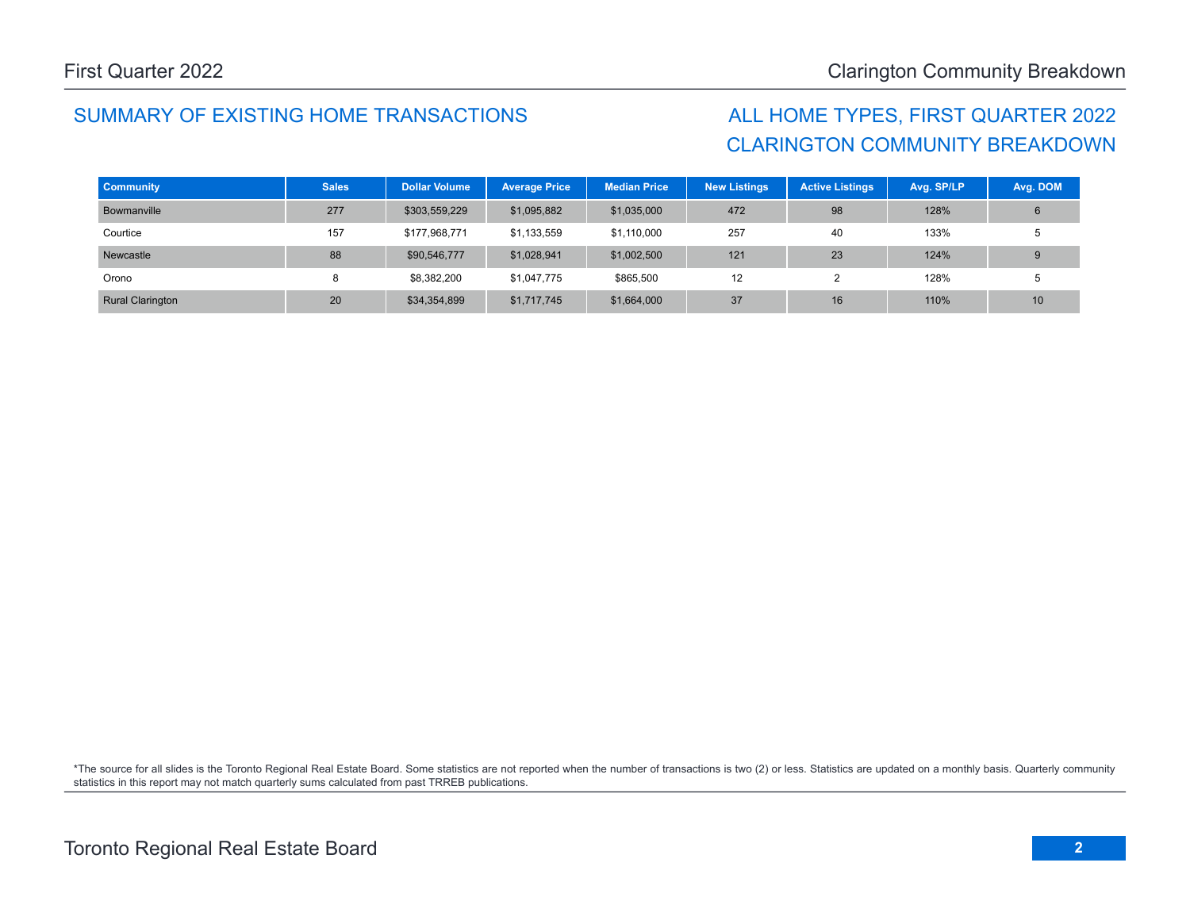## SUMMARY OF EXISTING HOME TRANSACTIONS

## ALL HOME TYPES, FIRST QUARTER 2022
## CLARINGTON COMMUNITY BREAKDOWN

| Community | Sales | Dollar Volume | Average Price | Median Price | New Listings | Active Listings | Avg. SP/LP | Avg. DOM |
|---|---|---|---|---|---|---|---|---|
| Bowmanville | 277 | $303,559,229 | $1,095,882 | $1,035,000 | 472 | 98 | 128% | 6 |
| Courtice | 157 | $177,968,771 | $1,133,559 | $1,110,000 | 257 | 40 | 133% | 5 |
| Newcastle | 88 | $90,546,777 | $1,028,941 | $1,002,500 | 121 | 23 | 124% | 9 |
| Orono | 8 | $8,382,200 | $1,047,775 | $865,500 | 12 | 2 | 128% | 5 |
| Rural Clarington | 20 | $34,354,899 | $1,717,745 | $1,664,000 | 37 | 16 | 110% | 10 |

*The source for all slides is the Toronto Regional Real Estate Board. Some statistics are not reported when the number of transactions is two (2) or less. Statistics are updated on a monthly basis. Quarterly community statistics in this report may not match quarterly sums calculated from past TRREB publications.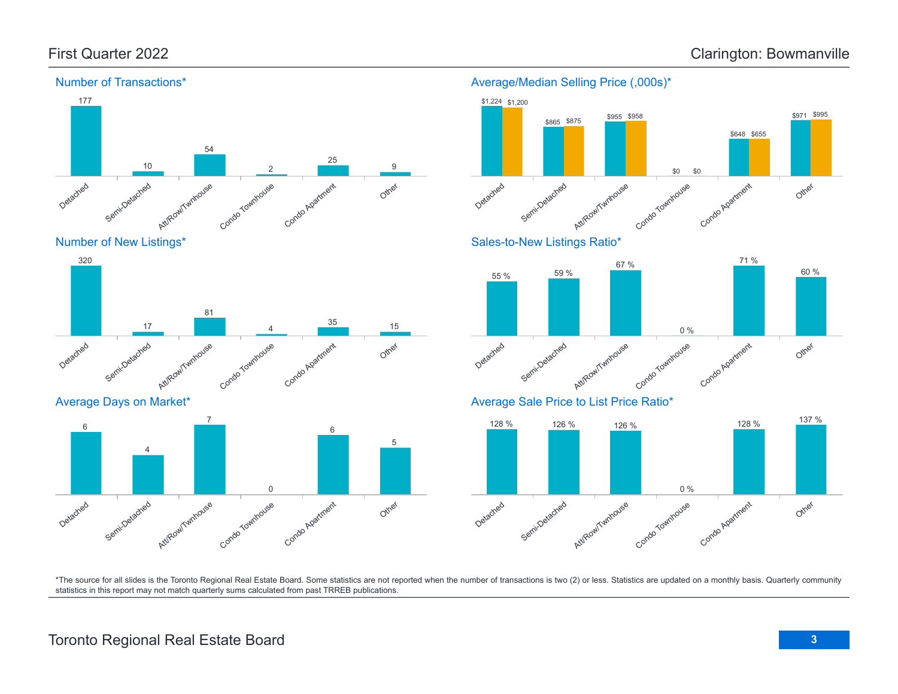# First Quarter 2022

## Clarington: Bowmanville

### Number of Transactions*

| Detached | Semi-Detached | Att/Row/Twnhouse | Condo Townhouse | Condo Apartment | Other |
|---|---|---|---|---|---|
| 177 | 10 | 54 | 2 | 25 | 9 |

### Average/Median Selling Price (,000s)*

| | Detached | Semi-Detached | Att/Row/Twnhouse | Condo Townhouse | Condo Apartment | Other |
|---|---|---|---|---|---|---|
| Average | $1,224 | $865 | $955 | $0 | $648 | $971 |
| Median | $1,200 | $875 | $958 | $0 | $655 | $995 |

### Number of New Listings*

| Detached | Semi-Detached | Att/Row/Twnhouse | Condo Townhouse | Condo Apartment | Other |
|---|---|---|---|---|---|
| 320 | 17 | 81 | 4 | 35 | 15 |

### Sales-to-New Listings Ratio*

| Detached | Semi-Detached | Att/Row/Twnhouse | Condo Townhouse | Condo Apartment | Other |
|---|---|---|---|---|---|
| 55 % | 59 % | 67 % | 0 % | 71 % | 60 % |

### Average Days on Market*

| Detached | Semi-Detached | Att/Row/Twnhouse | Condo Townhouse | Condo Apartment | Other |
|---|---|---|---|---|---|
| 6 | 4 | 7 | 0 | 6 | 5 |

### Average Sale Price to List Price Ratio*

| Detached | Semi-Detached | Att/Row/Twnhouse | Condo Townhouse | Condo Apartment | Other |
|---|---|---|---|---|---|
| 128 % | 126 % | 126 % | 0 % | 128 % | 137 % |

*The source for all slides is the Toronto Regional Real Estate Board. Some statistics are not reported when the number of transactions is two (2) or less. Statistics are updated on a monthly basis. Quarterly community statistics in this report may not match quarterly sums calculated from past TRREB publications.

Toronto Regional Real Estate Board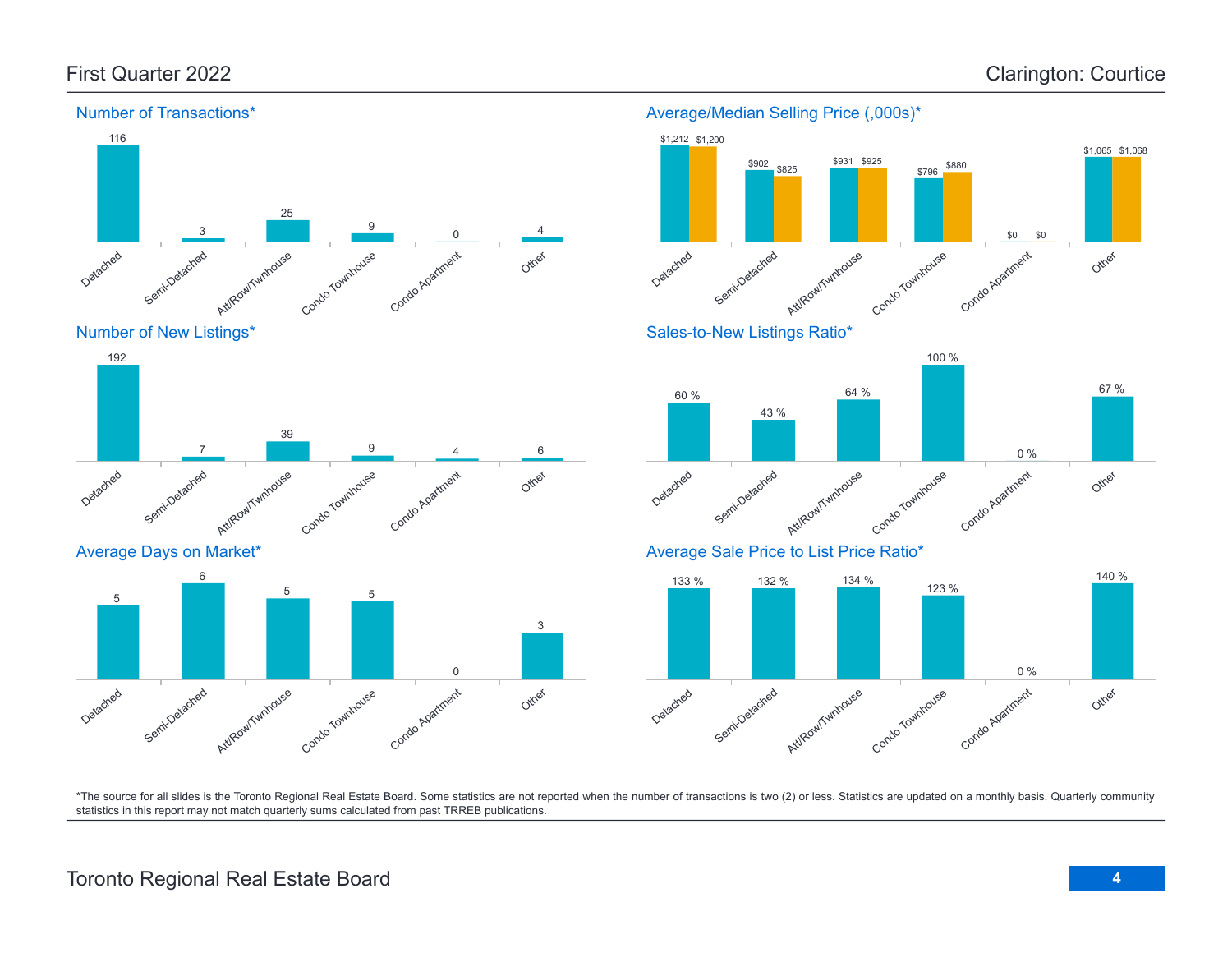## First Quarter 2022

## Clarington: Courtice

### Number of Transactions*

| Detached | Semi-Detached | Att/Row/Twnhouse | Condo Townhouse | Condo Apartment | Other |
|---|---|---|---|---|---|
| 116 | 3 | 25 | 9 | 0 | 4 |

### Average/Median Selling Price (,000s)*

| | Detached | Semi-Detached | Att/Row/Twnhouse | Condo Townhouse | Condo Apartment | Other |
|---|---|---|---|---|---|---|
| Average | $1,212 | $902 | $931 | $796 | $0 | $1,065 |
| Median | $1,200 | $825 | $925 | $880 | $0 | $1,068 |

### Number of New Listings*

| Detached | Semi-Detached | Att/Row/Twnhouse | Condo Townhouse | Condo Apartment | Other |
|---|---|---|---|---|---|
| 192 | 7 | 39 | 9 | 4 | 6 |

### Sales-to-New Listings Ratio*

| Detached | Semi-Detached | Att/Row/Twnhouse | Condo Townhouse | Condo Apartment | Other |
|---|---|---|---|---|---|
| 60 % | 43 % | 64 % | 100 % | 0 % | 67 % |

### Average Days on Market*

| Detached | Semi-Detached | Att/Row/Twnhouse | Condo Townhouse | Condo Apartment | Other |
|---|---|---|---|---|---|
| 5 | 6 | 5 | 5 | 0 | 3 |

### Average Sale Price to List Price Ratio*

| Detached | Semi-Detached | Att/Row/Twnhouse | Condo Townhouse | Condo Apartment | Other |
|---|---|---|---|---|---|
| 133 % | 132 % | 134 % | 123 % | 0 % | 140 % |

*The source for all slides is the Toronto Regional Real Estate Board. Some statistics are not reported when the number of transactions is two (2) or less. Statistics are updated on a monthly basis. Quarterly community statistics in this report may not match quarterly sums calculated from past TRREB publications.

Toronto Regional Real Estate Board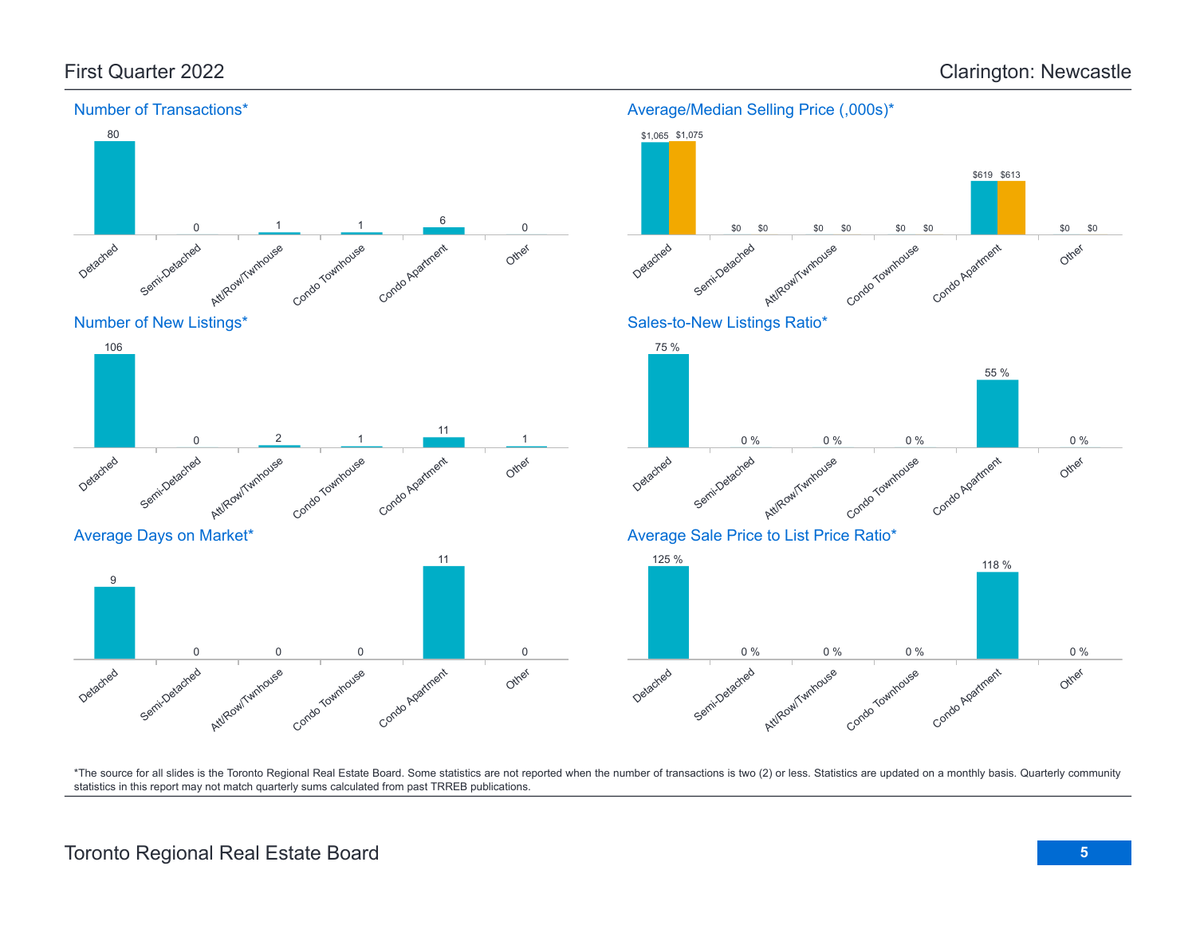## First Quarter 2022

## Clarington: Newcastle

### Number of Transactions*

| Detached | Semi-Detached | Att/Row/Twnhouse | Condo Townhouse | Condo Apartment | Other |
|---|---|---|---|---|---|
| 80 | 0 | 1 | 1 | 6 | 0 |

### Average/Median Selling Price (,000s)*

| | Detached | Semi-Detached | Att/Row/Twnhouse | Condo Townhouse | Condo Apartment | Other |
|---|---|---|---|---|---|---|
| Average | $1,065 | $0 | $0 | $0 | $619 | $0 |
| Median | $1,075 | $0 | $0 | $0 | $613 | $0 |

### Number of New Listings*

| Detached | Semi-Detached | Att/Row/Twnhouse | Condo Townhouse | Condo Apartment | Other |
|---|---|---|---|---|---|
| 106 | 0 | 2 | 1 | 11 | 1 |

### Sales-to-New Listings Ratio*

| Detached | Semi-Detached | Att/Row/Twnhouse | Condo Townhouse | Condo Apartment | Other |
|---|---|---|---|---|---|
| 75 % | 0 % | 0 % | 0 % | 55 % | 0 % |

### Average Days on Market*

| Detached | Semi-Detached | Att/Row/Twnhouse | Condo Townhouse | Condo Apartment | Other |
|---|---|---|---|---|---|
| 9 | 0 | 0 | 0 | 11 | 0 |

### Average Sale Price to List Price Ratio*

| Detached | Semi-Detached | Att/Row/Twnhouse | Condo Townhouse | Condo Apartment | Other |
|---|---|---|---|---|---|
| 125 % | 0 % | 0 % | 0 % | 118 % | 0 % |

*The source for all slides is the Toronto Regional Real Estate Board. Some statistics are not reported when the number of transactions is two (2) or less. Statistics are updated on a monthly basis. Quarterly community statistics in this report may not match quarterly sums calculated from past TRREB publications.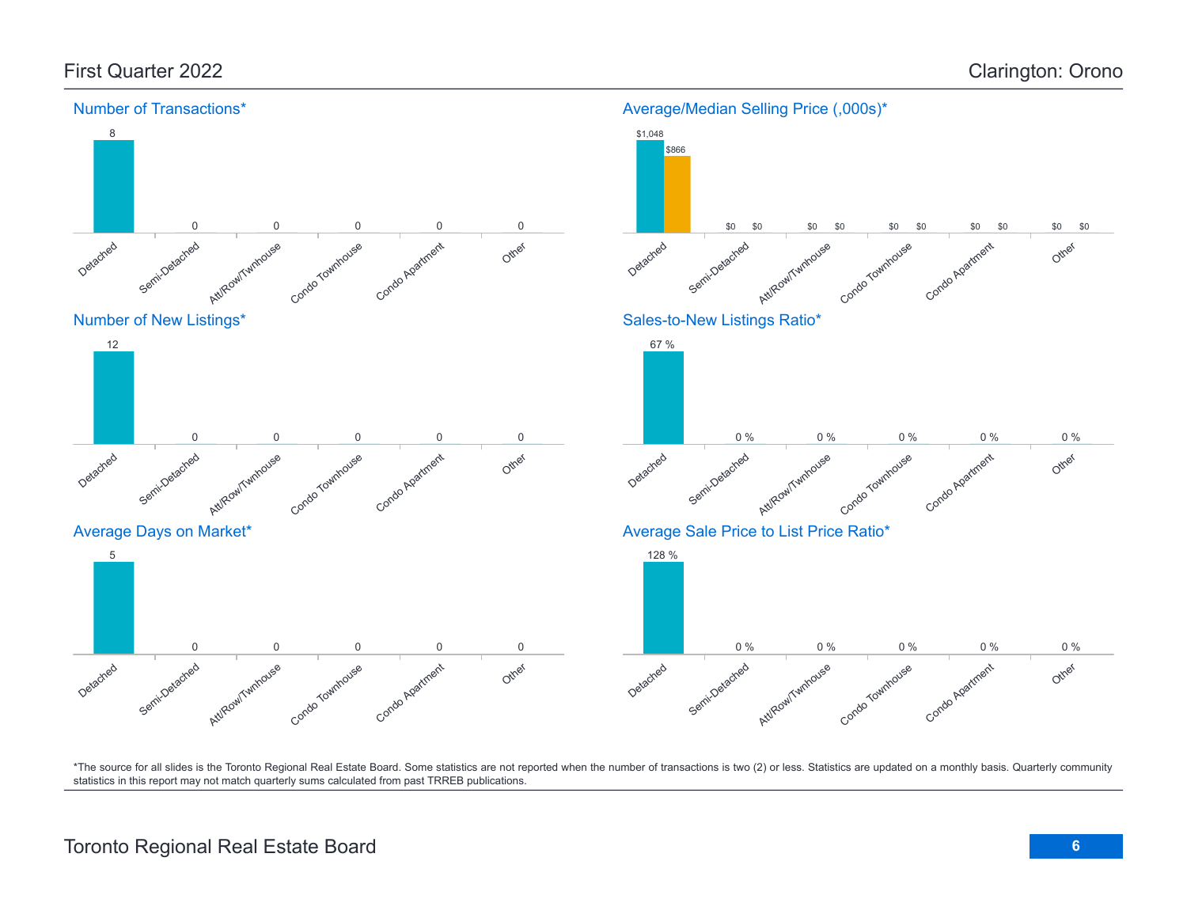# First Quarter 2022 — Clarington: Orono

## Number of Transactions*

| Detached | Semi-Detached | Att/Row/Twnhouse | Condo Townhouse | Condo Apartment | Other |
|---|---|---|---|---|---|
| 8 | 0 | 0 | 0 | 0 | 0 |

## Average/Median Selling Price (,000s)*

| | Detached | Semi-Detached | Att/Row/Twnhouse | Condo Townhouse | Condo Apartment | Other |
|---|---|---|---|---|---|---|
| Average | $1,048 | $0 | $0 | $0 | $0 | $0 |
| Median | $866 | $0 | $0 | $0 | $0 | $0 |

## Number of New Listings*

| Detached | Semi-Detached | Att/Row/Twnhouse | Condo Townhouse | Condo Apartment | Other |
|---|---|---|---|---|---|
| 12 | 0 | 0 | 0 | 0 | 0 |

## Sales-to-New Listings Ratio*

| Detached | Semi-Detached | Att/Row/Twnhouse | Condo Townhouse | Condo Apartment | Other |
|---|---|---|---|---|---|
| 67 % | 0 % | 0 % | 0 % | 0 % | 0 % |

## Average Days on Market*

| Detached | Semi-Detached | Att/Row/Twnhouse | Condo Townhouse | Condo Apartment | Other |
|---|---|---|---|---|---|
| 5 | 0 | 0 | 0 | 0 | 0 |

## Average Sale Price to List Price Ratio*

| Detached | Semi-Detached | Att/Row/Twnhouse | Condo Townhouse | Condo Apartment | Other |
|---|---|---|---|---|---|
| 128 % | 0 % | 0 % | 0 % | 0 % | 0 % |

*The source for all slides is the Toronto Regional Real Estate Board. Some statistics are not reported when the number of transactions is two (2) or less. Statistics are updated on a monthly basis. Quarterly community statistics in this report may not match quarterly sums calculated from past TRREB publications.

Toronto Regional Real Estate Board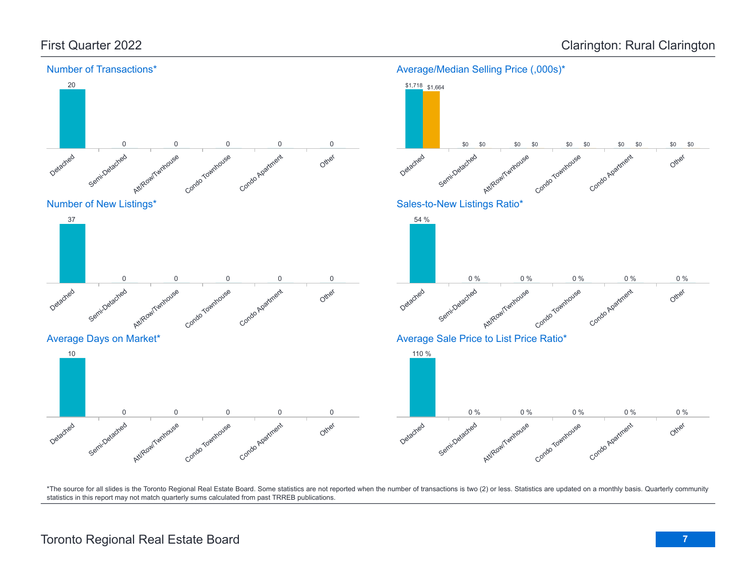First Quarter 2022

Clarington: Rural Clarington

## Number of Transactions*

20
0
0
0
0
0

Detached
Semi-Detached
Att/Row/Twnhouse
Condo Townhouse
Condo Apartment
Other

## Average/Median Selling Price (,000s)*

$1,718
$1,664
$0
$0
$0
$0
$0
$0
$0
$0
$0
$0

Detached
Semi-Detached
Att/Row/Twnhouse
Condo Townhouse
Condo Apartment
Other

## Number of New Listings*

37
0
0
0
0
0

Detached
Semi-Detached
Att/Row/Twnhouse
Condo Townhouse
Condo Apartment
Other

## Sales-to-New Listings Ratio*

54 %
0 %
0 %
0 %
0 %
0 %

Detached
Semi-Detached
Att/Row/Twnhouse
Condo Townhouse
Condo Apartment
Other

## Average Days on Market*

10
0
0
0
0
0

Detached
Semi-Detached
Att/Row/Twnhouse
Condo Townhouse
Condo Apartment
Other

## Average Sale Price to List Price Ratio*

110 %
0 %
0 %
0 %
0 %
0 %

Detached
Semi-Detached
Att/Row/Twnhouse
Condo Townhouse
Condo Apartment
Other

*The source for all slides is the Toronto Regional Real Estate Board. Some statistics are not reported when the number of transactions is two (2) or less. Statistics are updated on a monthly basis. Quarterly community statistics in this report may not match quarterly sums calculated from past TRREB publications.

Toronto Regional Real Estate Board